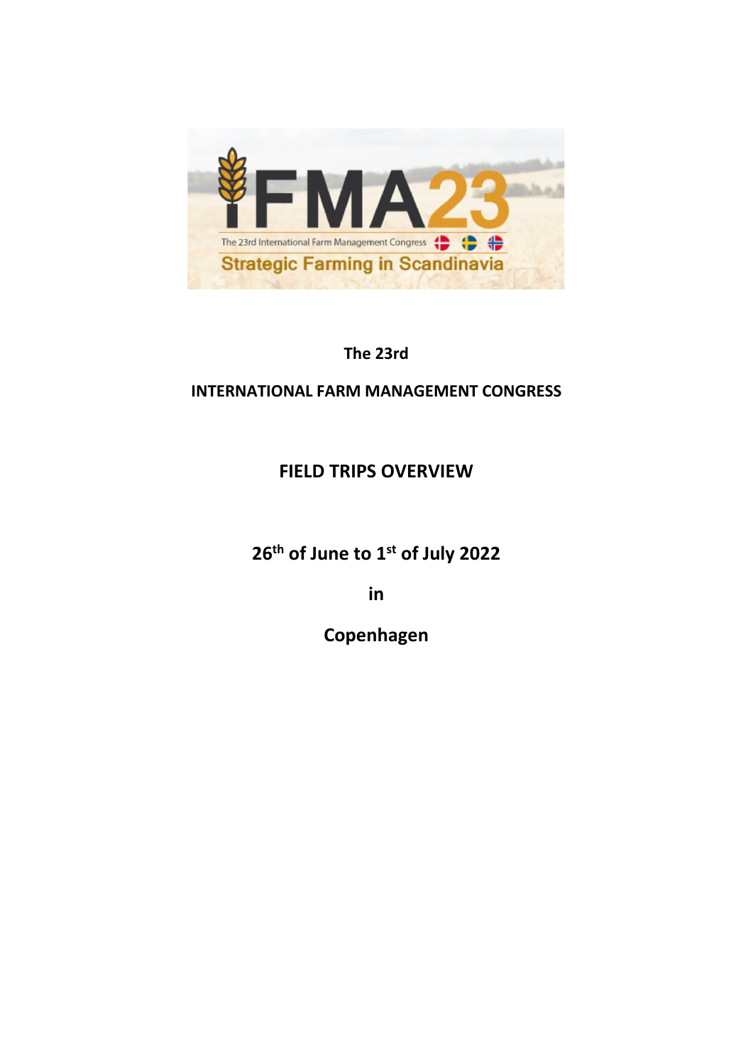IFMA23

The 23rd International Farm Management Congress

Strategic Farming in Scandinavia

**The 23rd**

**INTERNATIONAL FARM MANAGEMENT CONGRESS**

# FIELD TRIPS OVERVIEW

**26th of June to 1st of July 2022**

**in**

**Copenhagen**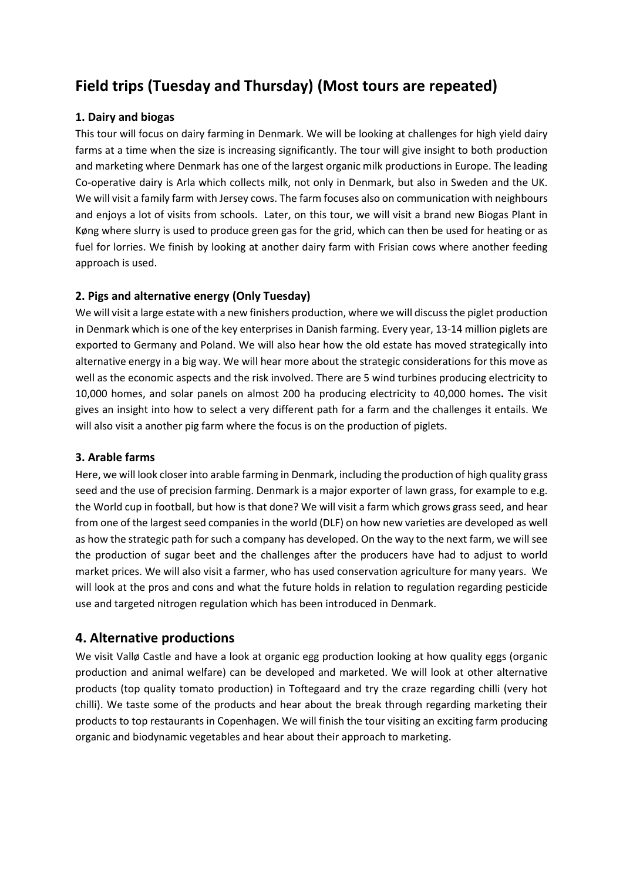## Field trips (Tuesday and Thursday) (Most tours are repeated)

### 1. Dairy and biogas

This tour will focus on dairy farming in Denmark. We will be looking at challenges for high yield dairy farms at a time when the size is increasing significantly. The tour will give insight to both production and marketing where Denmark has one of the largest organic milk productions in Europe. The leading Co-operative dairy is Arla which collects milk, not only in Denmark, but also in Sweden and the UK. We will visit a family farm with Jersey cows. The farm focuses also on communication with neighbours and enjoys a lot of visits from schools. Later, on this tour, we will visit a brand new Biogas Plant in Køng where slurry is used to produce green gas for the grid, which can then be used for heating or as fuel for lorries. We finish by looking at another dairy farm with Frisian cows where another feeding approach is used.

### 2. Pigs and alternative energy (Only Tuesday)

We will visit a large estate with a new finishers production, where we will discuss the piglet production in Denmark which is one of the key enterprises in Danish farming. Every year, 13-14 million piglets are exported to Germany and Poland. We will also hear how the old estate has moved strategically into alternative energy in a big way. We will hear more about the strategic considerations for this move as well as the economic aspects and the risk involved. There are 5 wind turbines producing electricity to 10,000 homes, and solar panels on almost 200 ha producing electricity to 40,000 homes**.** The visit gives an insight into how to select a very different path for a farm and the challenges it entails. We will also visit a another pig farm where the focus is on the production of piglets.

### 3. Arable farms

Here, we will look closer into arable farming in Denmark, including the production of high quality grass seed and the use of precision farming. Denmark is a major exporter of lawn grass, for example to e.g. the World cup in football, but how is that done? We will visit a farm which grows grass seed, and hear from one of the largest seed companies in the world (DLF) on how new varieties are developed as well as how the strategic path for such a company has developed. On the way to the next farm, we will see the production of sugar beet and the challenges after the producers have had to adjust to world market prices. We will also visit a farmer, who has used conservation agriculture for many years. We will look at the pros and cons and what the future holds in relation to regulation regarding pesticide use and targeted nitrogen regulation which has been introduced in Denmark.

## 4. Alternative productions

We visit Vallø Castle and have a look at organic egg production looking at how quality eggs (organic production and animal welfare) can be developed and marketed. We will look at other alternative products (top quality tomato production) in Toftegaard and try the craze regarding chilli (very hot chilli). We taste some of the products and hear about the break through regarding marketing their products to top restaurants in Copenhagen. We will finish the tour visiting an exciting farm producing organic and biodynamic vegetables and hear about their approach to marketing.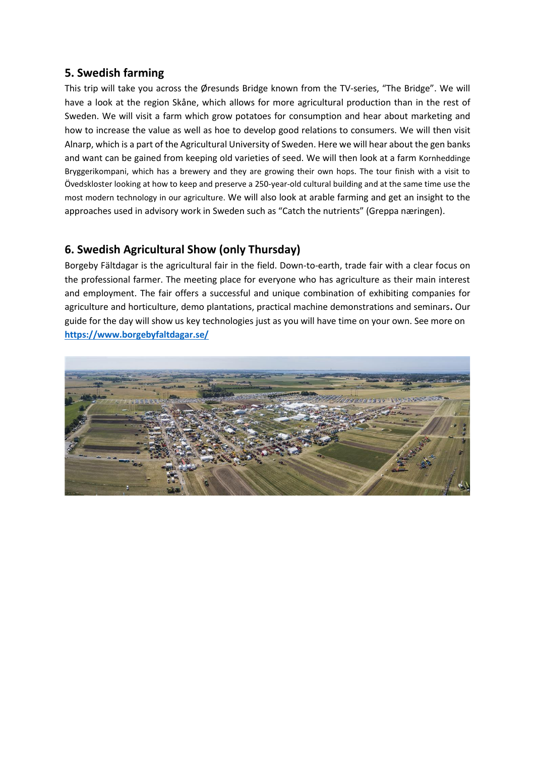## 5. Swedish farming

This trip will take you across the Øresunds Bridge known from the TV-series, "The Bridge". We will have a look at the region Skåne, which allows for more agricultural production than in the rest of Sweden. We will visit a farm which grow potatoes for consumption and hear about marketing and how to increase the value as well as hoe to develop good relations to consumers. We will then visit Alnarp, which is a part of the Agricultural University of Sweden. Here we will hear about the gen banks and want can be gained from keeping old varieties of seed. We will then look at a farm Kornheddinge Bryggerikompani, which has a brewery and they are growing their own hops. The tour finish with a visit to Övedskloster looking at how to keep and preserve a 250-year-old cultural building and at the same time use the most modern technology in our agriculture. We will also look at arable farming and get an insight to the approaches used in advisory work in Sweden such as "Catch the nutrients" (Greppa næringen).

## 6. Swedish Agricultural Show (only Thursday)

Borgeby Fältdagar is the agricultural fair in the field. Down-to-earth, trade fair with a clear focus on the professional farmer. The meeting place for everyone who has agriculture as their main interest and employment. The fair offers a successful and unique combination of exhibiting companies for agriculture and horticulture, demo plantations, practical machine demonstrations and seminars**.** Our guide for the day will show us key technologies just as you will have time on your own. See more on **https://www.borgebyfaltdagar.se/**